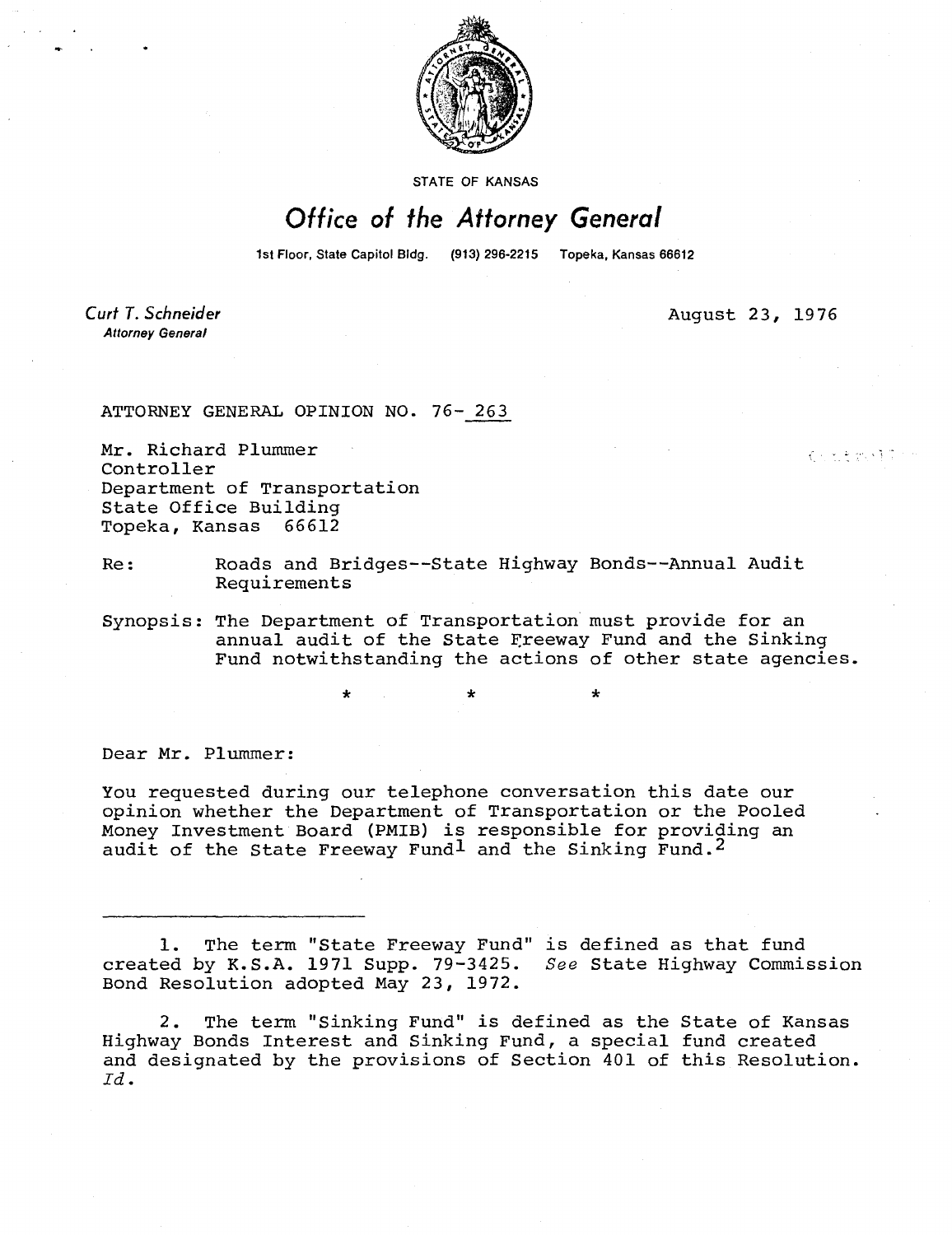STATE OF KANSAS

# Office of the Attorney General

1st Floor, State Capitol Bldg. (913) 296-2215 Topeka, Kansas 66612

Curt T. Schneider
**Attorney General**

August 23, 1976

ATTORNEY GENERAL OPINION NO. 76-263

Mr. Richard Plummer
Controller
Department of Transportation
State Office Building
Topeka, Kansas 66612

Re: Roads and Bridges--State Highway Bonds--Annual Audit Requirements

Synopsis: The Department of Transportation must provide for an annual audit of the State Freeway Fund and the Sinking Fund notwithstanding the actions of other state agencies.

\* \* \*

Dear Mr. Plummer:

You requested during our telephone conversation this date our opinion whether the Department of Transportation or the Pooled Money Investment Board (PMIB) is responsible for providing an audit of the State Freeway Fund[1] and the Sinking Fund.[2]

---

1. The term "State Freeway Fund" is defined as that fund created by K.S.A. 1971 Supp. 79-3425. *See* State Highway Commission Bond Resolution adopted May 23, 1972.

2. The term "Sinking Fund" is defined as the State of Kansas Highway Bonds Interest and Sinking Fund, a special fund created and designated by the provisions of Section 401 of this Resolution. *Id.*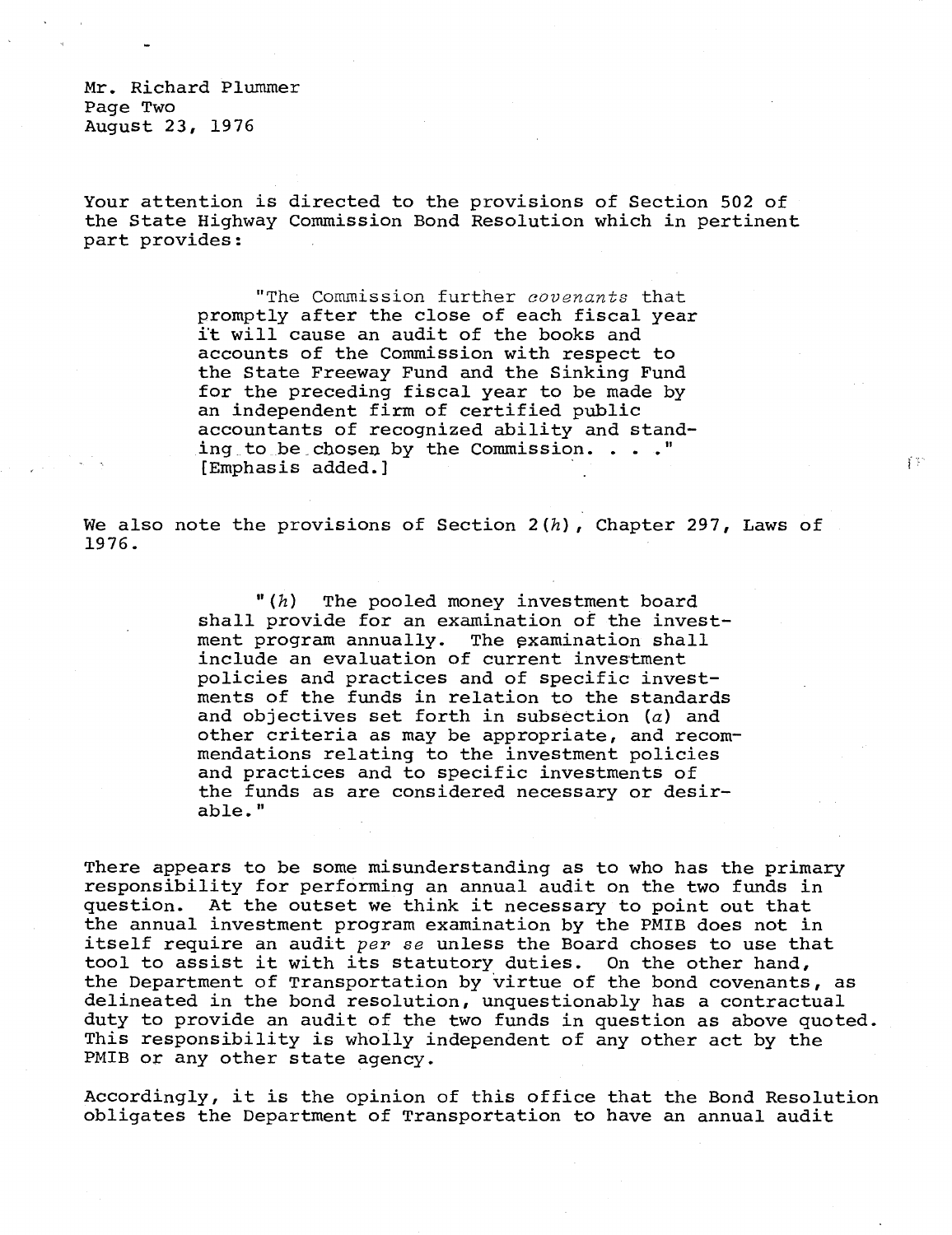Mr. Richard Plummer
Page Two
August 23, 1976

Your attention is directed to the provisions of Section 502 of the State Highway Commission Bond Resolution which in pertinent part provides:

> "The Commission further *covenants* that promptly after the close of each fiscal year it will cause an audit of the books and accounts of the Commission with respect to the State Freeway Fund and the Sinking Fund for the preceding fiscal year to be made by an independent firm of certified public accountants of recognized ability and standing to be chosen by the Commission. . . ." [Emphasis added.]

We also note the provisions of Section 2(*h*), Chapter 297, Laws of 1976.

> "(*h*) The pooled money investment board shall provide for an examination of the investment program annually. The examination shall include an evaluation of current investment policies and practices and of specific investments of the funds in relation to the standards and objectives set forth in subsection (*a*) and other criteria as may be appropriate, and recommendations relating to the investment policies and practices and to specific investments of the funds as are considered necessary or desirable."

There appears to be some misunderstanding as to who has the primary responsibility for performing an annual audit on the two funds in question. At the outset we think it necessary to point out that the annual investment program examination by the PMIB does not in itself require an audit *per se* unless the Board choses to use that tool to assist it with its statutory duties. On the other hand, the Department of Transportation by virtue of the bond covenants, as delineated in the bond resolution, unquestionably has a contractual duty to provide an audit of the two funds in question as above quoted. This responsibility is wholly independent of any other act by the PMIB or any other state agency.

Accordingly, it is the opinion of this office that the Bond Resolution obligates the Department of Transportation to have an annual audit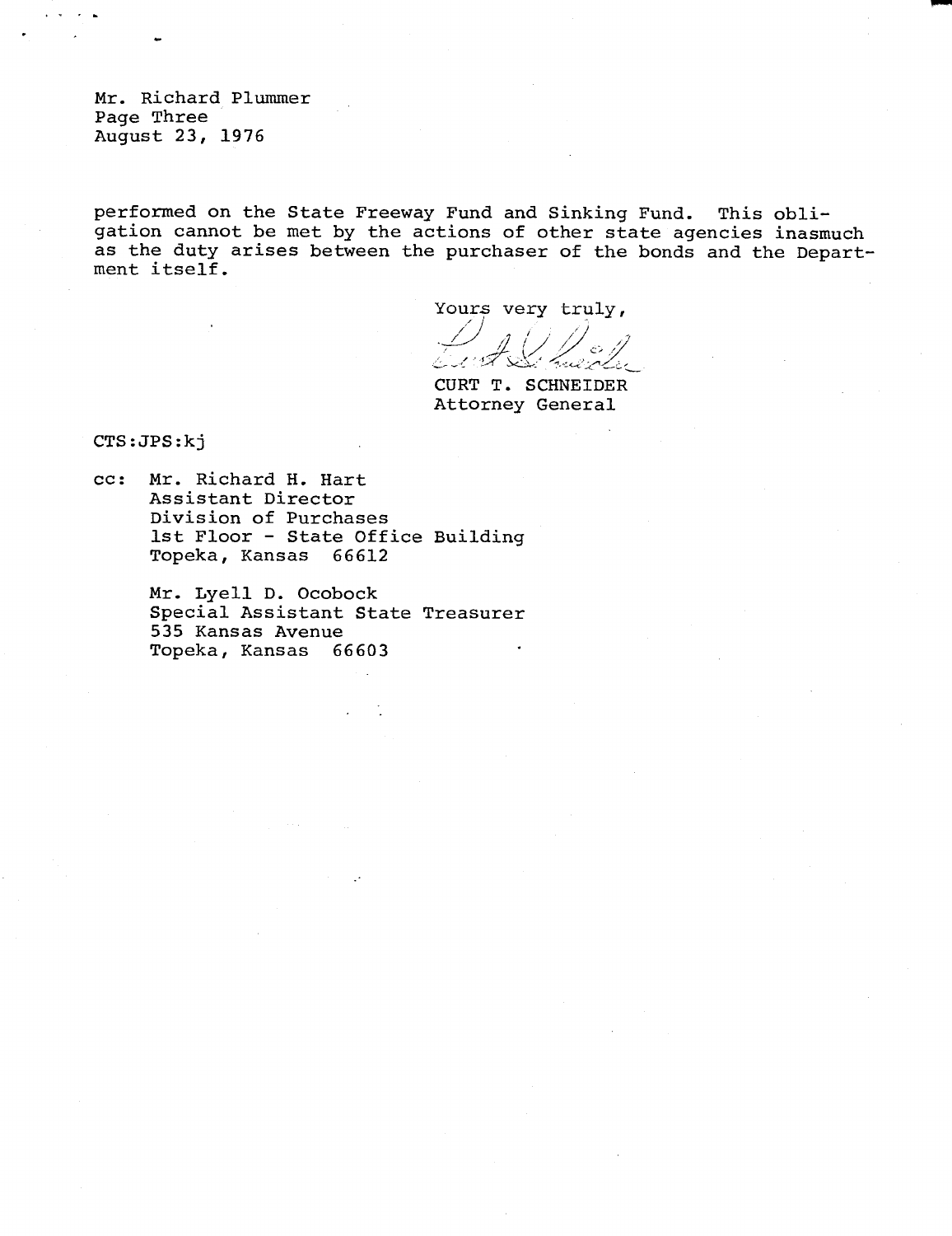Mr. Richard Plummer
Page Three
August 23, 1976

performed on the State Freeway Fund and Sinking Fund. This obligation cannot be met by the actions of other state agencies inasmuch as the duty arises between the purchaser of the bonds and the Department itself.

Yours very truly,

CURT T. SCHNEIDER
Attorney General

CTS:JPS:kj

cc: Mr. Richard H. Hart
Assistant Director
Division of Purchases
1st Floor - State Office Building
Topeka, Kansas 66612

Mr. Lyell D. Ocobock
Special Assistant State Treasurer
535 Kansas Avenue
Topeka, Kansas 66603